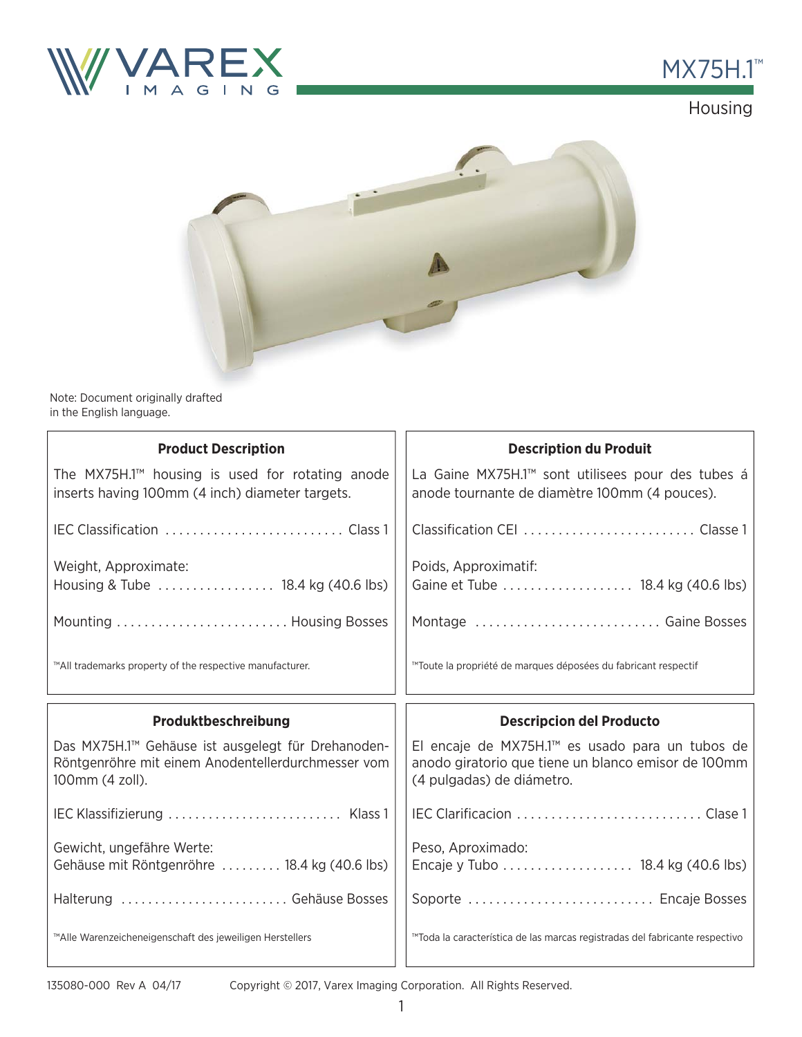# VAREX IMAGING

# MX75H.1™

## Housing

Note: Document originally drafted in the English language.

### Product Description

The MX75H.1™ housing is used for rotating anode inserts having 100mm (4 inch) diameter targets.

IEC Classification .......................... Class 1

Weight, Approximate:
Housing & Tube ................. 18.4 kg (40.6 lbs)

Mounting ......................... Housing Bosses

™All trademarks property of the respective manufacturer.

### Description du Produit

La Gaine MX75H.1™ sont utilisees pour des tubes á anode tournante de diamètre 100mm (4 pouces).

Classification CEI ......................... Classe 1

Poids, Approximatif:
Gaine et Tube ................... 18.4 kg (40.6 lbs)

Montage ........................... Gaine Bosses

™Toute la propriété de marques déposées du fabricant respectif

### Produktbeschreibung

Das MX75H.1™ Gehäuse ist ausgelegt für Drehanoden-Röntgenröhre mit einem Anodentellerdurchmesser vom 100mm (4 zoll).

IEC Klassifizierung .......................... Klass 1

Gewicht, ungefähre Werte:
Gehäuse mit Röntgenröhre ......... 18.4 kg (40.6 lbs)

Halterung ......................... Gehäuse Bosses

™Alle Warenzeicheneigenschaft des jeweiligen Herstellers

### Descripcion del Producto

El encaje de MX75H.1™ es usado para un tubos de anodo giratorio que tiene un blanco emisor de 100mm (4 pulgadas) de diámetro.

IEC Clarificacion ........................... Clase 1

Peso, Aproximado:
Encaje y Tubo ................... 18.4 kg (40.6 lbs)

Soporte ........................... Encaje Bosses

™Toda la característica de las marcas registradas del fabricante respectivo

135080-000 Rev A 04/17 Copyright © 2017, Varex Imaging Corporation. All Rights Reserved.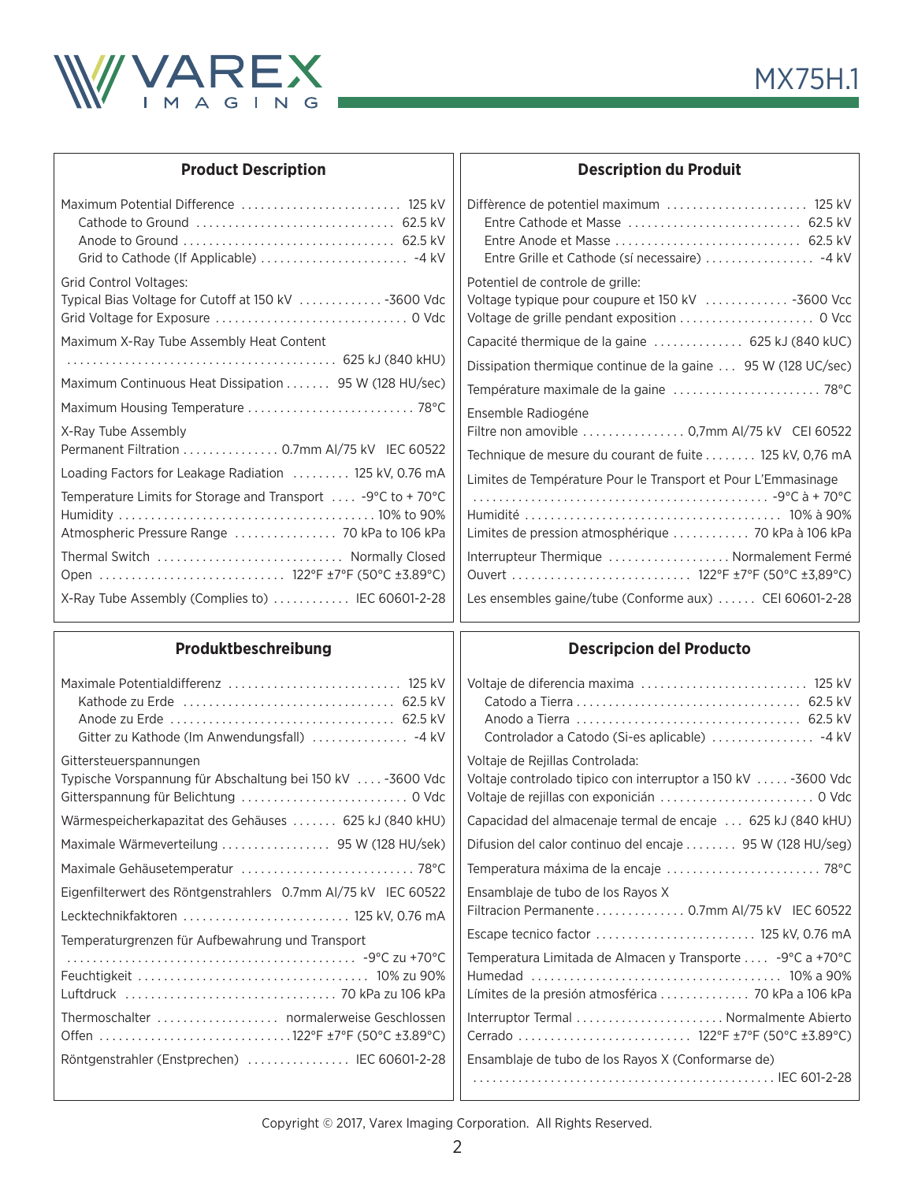## Product Description

Maximum Potential Difference ........................ 125 kV
- Cathode to Ground ............................. 62.5 kV
- Anode to Ground ............................... 62.5 kV
- Grid to Cathode (If Applicable) ...................... -4 kV

Grid Control Voltages:
Typical Bias Voltage for Cutoff at 150 kV ............. -3600 Vdc
Grid Voltage for Exposure ............................. 0 Vdc

Maximum X-Ray Tube Assembly Heat Content
........................................ 625 kJ (840 kHU)

Maximum Continuous Heat Dissipation ....... 95 W (128 HU/sec)

Maximum Housing Temperature ......................... 78°C

X-Ray Tube Assembly
Permanent Filtration ............... 0.7mm Al/75 kV IEC 60522

Loading Factors for Leakage Radiation ......... 125 kV, 0.76 mA

Temperature Limits for Storage and Transport .... -9°C to + 70°C
Humidity ...................................... 10% to 90%
Atmospheric Pressure Range ................ 70 kPa to 106 kPa

Thermal Switch ............................ Normally Closed
Open ............................ 122°F ±7°F (50°C ±3.89°C)

X-Ray Tube Assembly (Complies to) ........... IEC 60601-2-28

## Description du Produit

Diffèrence de potentiel maximum ...................... 125 kV
- Entre Cathode et Masse .......................... 62.5 kV
- Entre Anode et Masse ............................ 62.5 kV
- Entre Grille et Cathode (sí necessaire) ................. -4 kV

Potentiel de controle de grille:
Voltage typique pour coupure et 150 kV ............. -3600 Vcc
Voltage de grille pendant exposition ..................... 0 Vcc

Capacité thermique de la gaine .............. 625 kJ (840 kUC)

Dissipation thermique continue de la gaine ... 95 W (128 UC/sec)

Température maximale de la gaine ....................... 78°C

Ensemble Radiogéne
Filtre non amovible ................ 0,7mm Al/75 kV CEI 60522

Technique de mesure du courant de fuite ........ 125 kV, 0,76 mA

Limites de Température Pour le Transport et Pour L'Emmasinage
............................................. -9°C à + 70°C
Humidité ....................................... 10% à 90%
Limites de pression atmosphérique ............ 70 kPa à 106 kPa

Interrupteur Thermique .................. Normalement Fermé
Ouvert ........................... 122°F ±7°F (50°C ±3,89°C)

Les ensembles gaine/tube (Conforme aux) ...... CEI 60601-2-28

## Produktbeschreibung

Maximale Potentialdifferenz .......................... 125 kV
- Kathode zu Erde ................................ 62.5 kV
- Anode zu Erde .................................. 62.5 kV
- Gitter zu Kathode (Im Anwendungsfall) ............... -4 kV

Gittersteuerspannungen
Typische Vorspannung für Abschaltung bei 150 kV .... -3600 Vdc
Gitterspannung für Belichtung ......................... 0 Vdc

Wärmespeicherkapazitat des Gehäuses ....... 625 kJ (840 kHU)

Maximale Wärmeverteilung ................. 95 W (128 HU/sek)

Maximale Gehäusetemperatur ........................... 78°C

Eigenfilterwert des Röntgenstrahlers 0.7mm Al/75 kV IEC 60522

Lecktechnikfaktoren .......................... 125 kV, 0.76 mA

Temperaturgrenzen für Aufbewahrung und Transport
............................................ -9°C zu +70°C
Feuchtigkeit .................................. 10% zu 90%
Luftdruck ................................ 70 kPa zu 106 kPa

Thermoschalter ................... normalerweise Geschlossen
Offen .............................122°F ±7°F (50°C ±3.89°C)

Röntgenstrahler (Enstprechen) ................ IEC 60601-2-28

## Descripcion del Producto

Voltaje de diferencia maxima .......................... 125 kV
- Catodo a Tierra ................................. 62.5 kV
- Anodo a Tierra ................................. 62.5 kV
- Controlador a Catodo (Si-es aplicable) ................ -4 kV

Voltaje de Rejillas Controlada:
Voltaje controlado tipico con interruptor a 150 kV ..... -3600 Vdc
Voltaje de rejillas con exponición ....................... 0 Vdc

Capacidad del almacenaje termal de encaje ... 625 kJ (840 kHU)

Difusion del calor continuo del encaje ........ 95 W (128 HU/seg)

Temperatura máxima de la encaje ........................ 78°C

Ensamblaje de tubo de los Rayos X
Filtracion Permanente.............. 0.7mm Al/75 kV IEC 60522

Escape tecnico factor ......................... 125 kV, 0.76 mA

Temperatura Limitada de Almacen y Transporte .... -9°C a +70°C
Humedad ....................................... 10% a 90%
Límites de la presión atmosférica ............. 70 kPa a 106 kPa

Interruptor Termal ....................... Normalmente Abierto
Cerrado .......................... 122°F ±7°F (50°C ±3.89°C)

Ensamblaje de tubo de los Rayos X (Conformarse de)
............................................... IEC 601-2-28

Copyright © 2017, Varex Imaging Corporation. All Rights Reserved.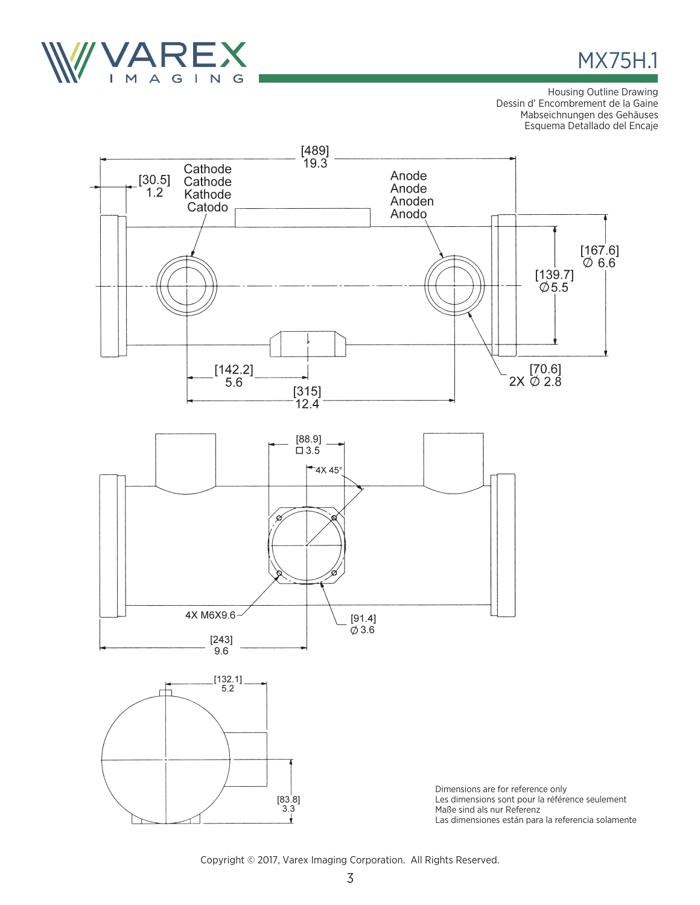# MX75H.1

Housing Outline Drawing
Dessin d' Encombrement de la Gaine
Mabseichnungen des Gehäuses
Esquema Detallado del Encaje

[489]
19.3

[30.5]
1.2

Cathode
Cathode
Kathode
Catodo

Anode
Anode
Anoden
Anodo

[167.6]
∅ 6.6

[139.7]
∅5.5

[142.2]
5.6

[315]
12.4

[70.6]
2X ∅ 2.8

[88.9]
☐ 3.5

4X 45°

4X M6X9.6

[91.4]
∅ 3.6

[243]
9.6

[132.1]
5.2

[83.8]
3.3

Dimensions are for reference only
Les dimensions sont pour la référence seulement
Maße sind als nur Referenz
Las dimensiones están para la referencia solamente

Copyright © 2017, Varex Imaging Corporation. All Rights Reserved.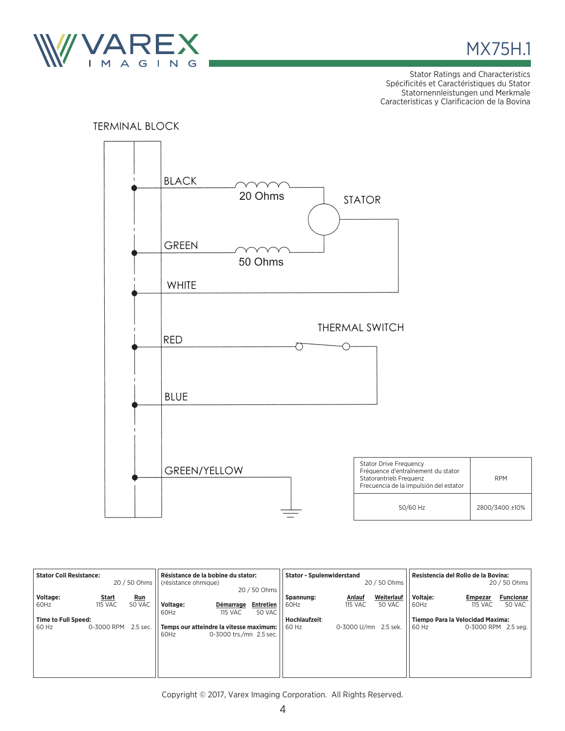# MX75H.1

Stator Ratings and Characteristics
Spécificités et Caractéristiques du Stator
Statornennleistungen und Merkmale
Caracteristicas y Clarificacion de la Bovina

TERMINAL BLOCK

BLACK
20 Ohms
STATOR
GREEN
50 Ohms
WHITE
THERMAL SWITCH
RED
BLUE
GREEN/YELLOW

| Stator Drive Frequency<br>Fréquence d'entraînement du stator<br>Statorantrieb Frequenz<br>Frecuencia de la impulsión del estator | RPM |
|---|---|
| 50/60 Hz | 2800/3400 ±10% |

**Stator Coil Resistance:** 20 / 50 Ohms

| **Voltage:** | **Start** | **Run** |
|---|---|---|
| 60Hz | 115 VAC | 50 VAC |

**Time to Full Speed:**
60 Hz 0-3000 RPM 2.5 sec.

**Résistance de la bobine du stator:**
(résistance ohmique) 20 / 50 Ohms

| **Voltage:** | **Démarrage** | **Entretien** |
|---|---|---|
| 60Hz | 115 VAC | 50 VAC |

**Temps our atteindre la vitesse maximum:**
60Hz 0-3000 trs./mn 2.5 sec.

**Stator - Spulenwiderstand** 20 / 50 Ohms

| **Spannung:** | **Anlauf** | **Weiterlauf** |
|---|---|---|
| 60Hz | 115 VAC | 50 VAC |

**Hochlaufzeit**:
60 Hz 0-3000 U/mn 2.5 sek.

**Resistencia del Rollo de la Bovina:** 20 / 50 Ohms

| **Voltaje:** | **Empezar** | **Funcionar** |
|---|---|---|
| 60Hz | 115 VAC | 50 VAC |

**Tiempo Para la Velocidad Maxima:**
60 Hz 0-3000 RPM 2.5 seg.

Copyright © 2017, Varex Imaging Corporation. All Rights Reserved.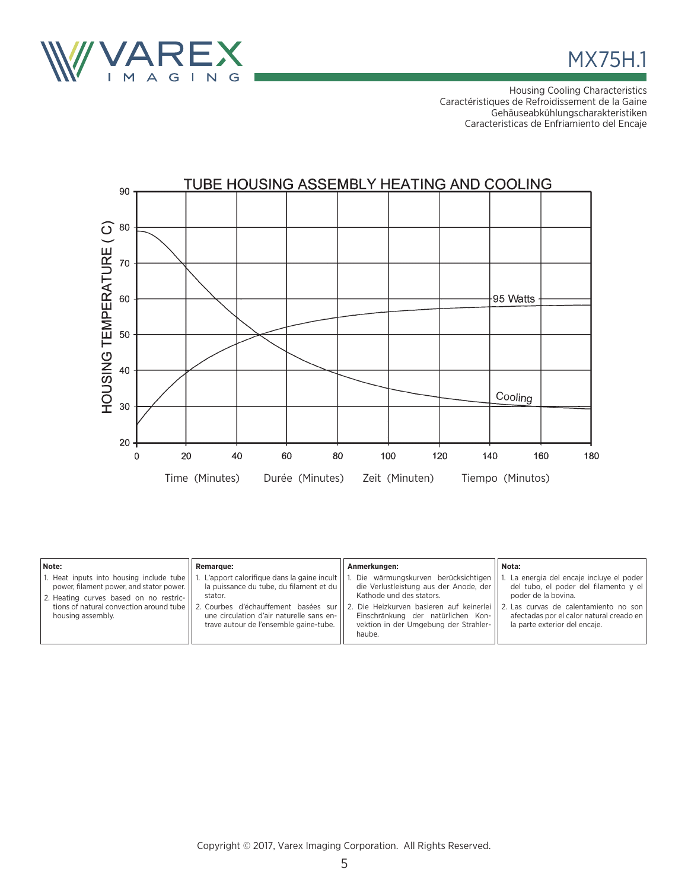MX75H.1

Housing Cooling Characteristics
Caractéristiques de Refroidissement de la Gaine
Gehäuseabkühlungscharakteristiken
Caracteristicas de Enfriamiento del Encaje

## TUBE HOUSING ASSEMBLY HEATING AND COOLING

HOUSING TEMPERATURE ( C)

95 Watts

Cooling

Time (Minutes) Durée (Minutes) Zeit (Minuten) Tiempo (Minutos)

| Note: | Remarque: | Anmerkungen: | Nota: |
|---|---|---|---|
| 1. Heat inputs into housing include tube power, filament power, and stator power.<br>2. Heating curves based on no restrictions of natural convection around tube housing assembly. | 1. L'apport calorifique dans la gaine incult la puissance du tube, du filament et du stator.<br>2. Courbes d'échauffement basées sur une circulation d'air naturelle sans entrave autour de l'ensemble gaine-tube. | 1. Die wärmungskurven berücksichtigen die Verlustleistung aus der Anode, der Kathode und des stators.<br>2. Die Heizkurven basieren auf keinerlei Einschränkung der natürlichen Konvektion in der Umgebung der Strahlerhaube. | 1. La energia del encaje incluye el poder del tubo, el poder del filamento y el poder de la bovina.<br>2. Las curvas de calentamiento no son afectadas por el calor natural creado en la parte exterior del encaje. |

Copyright © 2017, Varex Imaging Corporation. All Rights Reserved.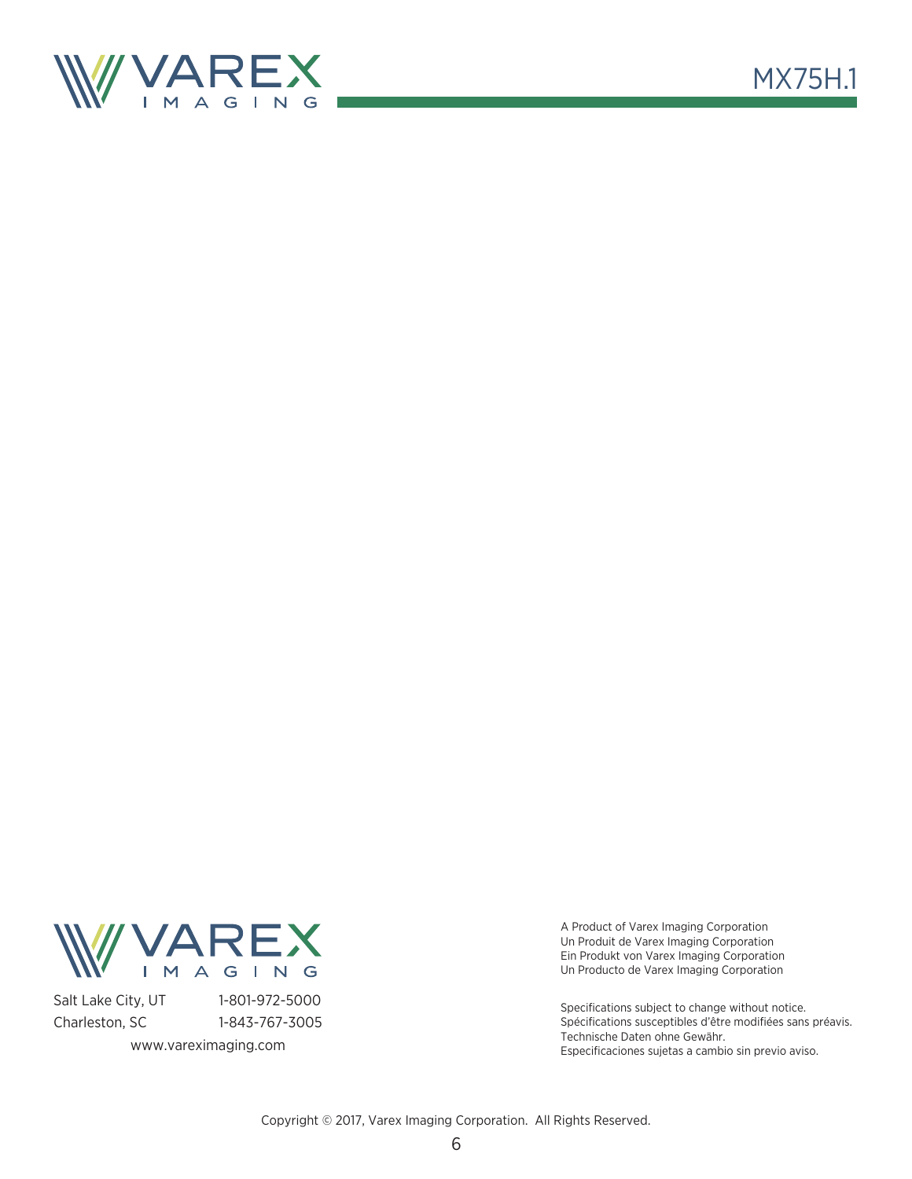VAREX IMAGING

Salt Lake City, UT 1-801-972-5000
Charleston, SC 1-843-767-3005
www.vareximaging.com

A Product of Varex Imaging Corporation
Un Produit de Varex Imaging Corporation
Ein Produkt von Varex Imaging Corporation
Un Producto de Varex Imaging Corporation

Specifications subject to change without notice.
Spécifications susceptibles d'être modifiées sans préavis.
Technische Daten ohne Gewähr.
Especificaciones sujetas a cambio sin previo aviso.

Copyright © 2017, Varex Imaging Corporation. All Rights Reserved.